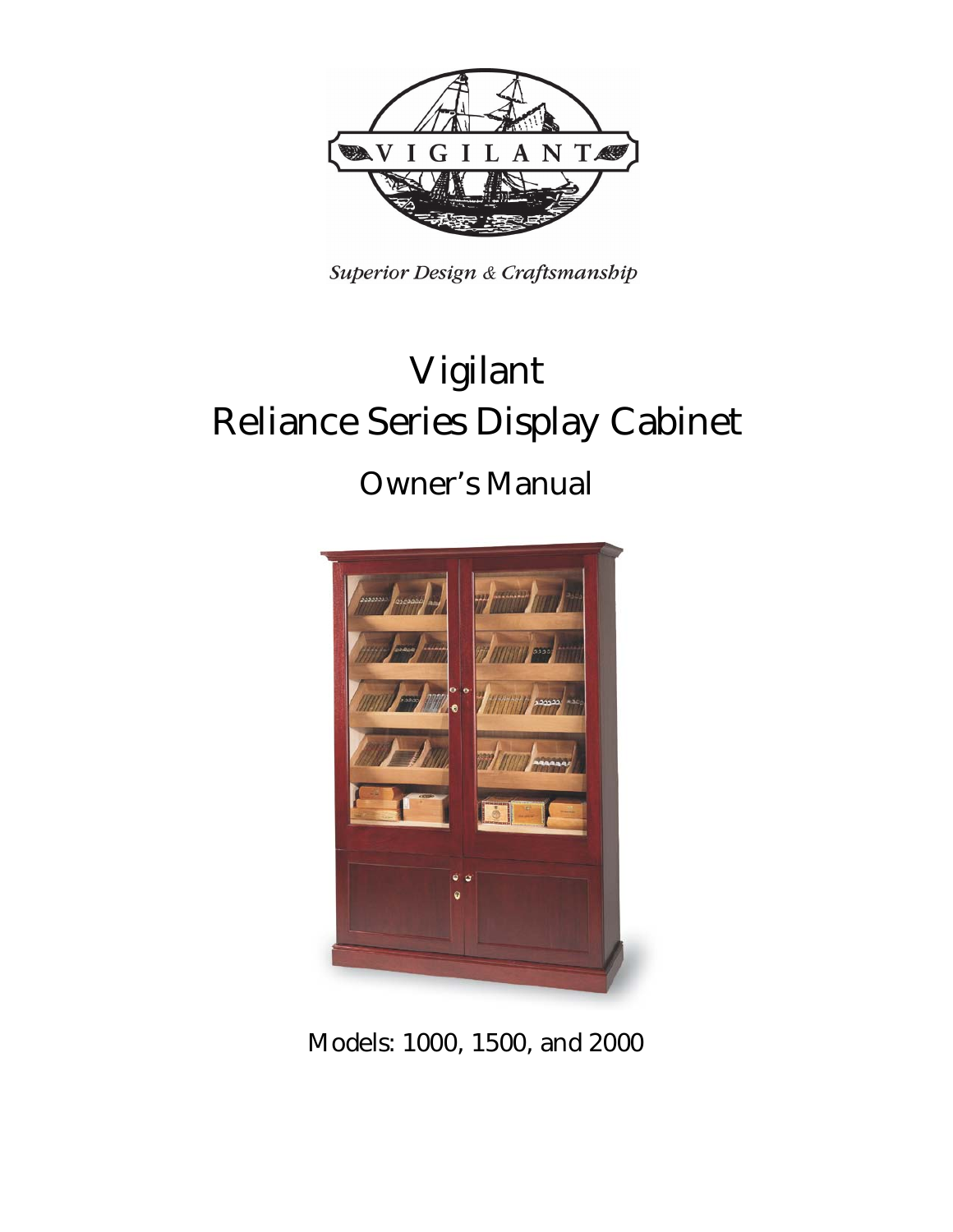VIGILANT

*Superior Design & Craftsmanship*

# Vigilant
# Reliance Series Display Cabinet

## Owner's Manual

Models: 1000, 1500, and 2000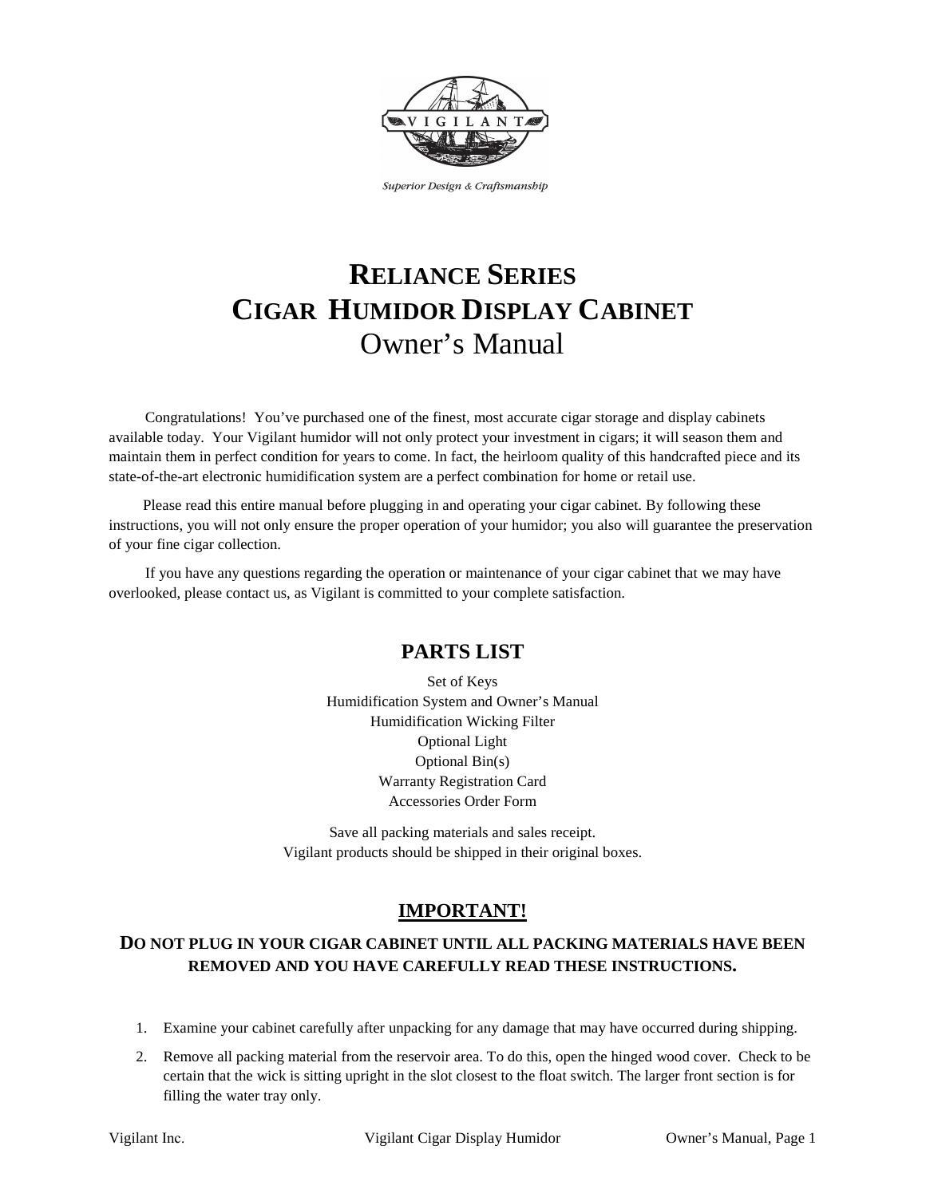# RELIANCE SERIES
# CIGAR HUMIDOR DISPLAY CABINET
## Owner's Manual

Congratulations! You've purchased one of the finest, most accurate cigar storage and display cabinets available today. Your Vigilant humidor will not only protect your investment in cigars; it will season them and maintain them in perfect condition for years to come. In fact, the heirloom quality of this handcrafted piece and its state-of-the-art electronic humidification system are a perfect combination for home or retail use.

Please read this entire manual before plugging in and operating your cigar cabinet. By following these instructions, you will not only ensure the proper operation of your humidor; you also will guarantee the preservation of your fine cigar collection.

If you have any questions regarding the operation or maintenance of your cigar cabinet that we may have overlooked, please contact us, as Vigilant is committed to your complete satisfaction.

## PARTS LIST

Set of Keys
Humidification System and Owner's Manual
Humidification Wicking Filter
Optional Light
Optional Bin(s)
Warranty Registration Card
Accessories Order Form

Save all packing materials and sales receipt.
Vigilant products should be shipped in their original boxes.

## IMPORTANT!

**DO NOT PLUG IN YOUR CIGAR CABINET UNTIL ALL PACKING MATERIALS HAVE BEEN REMOVED AND YOU HAVE CAREFULLY READ THESE INSTRUCTIONS.**

1. Examine your cabinet carefully after unpacking for any damage that may have occurred during shipping.
2. Remove all packing material from the reservoir area. To do this, open the hinged wood cover. Check to be certain that the wick is sitting upright in the slot closest to the float switch. The larger front section is for filling the water tray only.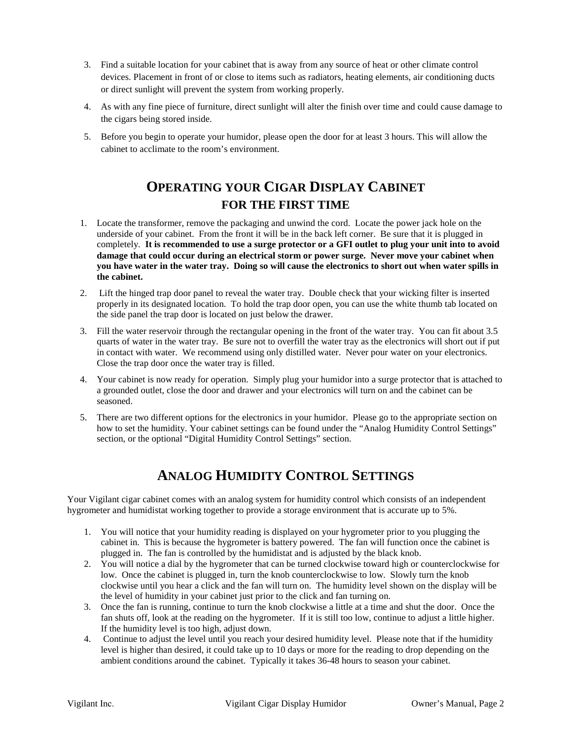3. Find a suitable location for your cabinet that is away from any source of heat or other climate control devices. Placement in front of or close to items such as radiators, heating elements, air conditioning ducts or direct sunlight will prevent the system from working properly.
4. As with any fine piece of furniture, direct sunlight will alter the finish over time and could cause damage to the cigars being stored inside.
5. Before you begin to operate your humidor, please open the door for at least 3 hours. This will allow the cabinet to acclimate to the room's environment.

## OPERATING YOUR CIGAR DISPLAY CABINET FOR THE FIRST TIME

1. Locate the transformer, remove the packaging and unwind the cord. Locate the power jack hole on the underside of your cabinet. From the front it will be in the back left corner. Be sure that it is plugged in completely. **It is recommended to use a surge protector or a GFI outlet to plug your unit into to avoid damage that could occur during an electrical storm or power surge. Never move your cabinet when you have water in the water tray. Doing so will cause the electronics to short out when water spills in the cabinet.**
2. Lift the hinged trap door panel to reveal the water tray. Double check that your wicking filter is inserted properly in its designated location. To hold the trap door open, you can use the white thumb tab located on the side panel the trap door is located on just below the drawer.
3. Fill the water reservoir through the rectangular opening in the front of the water tray. You can fit about 3.5 quarts of water in the water tray. Be sure not to overfill the water tray as the electronics will short out if put in contact with water. We recommend using only distilled water. Never pour water on your electronics. Close the trap door once the water tray is filled.
4. Your cabinet is now ready for operation. Simply plug your humidor into a surge protector that is attached to a grounded outlet, close the door and drawer and your electronics will turn on and the cabinet can be seasoned.
5. There are two different options for the electronics in your humidor. Please go to the appropriate section on how to set the humidity. Your cabinet settings can be found under the "Analog Humidity Control Settings" section, or the optional "Digital Humidity Control Settings" section.

## ANALOG HUMIDITY CONTROL SETTINGS

Your Vigilant cigar cabinet comes with an analog system for humidity control which consists of an independent hygrometer and humidistat working together to provide a storage environment that is accurate up to 5%.

1. You will notice that your humidity reading is displayed on your hygrometer prior to you plugging the cabinet in. This is because the hygrometer is battery powered. The fan will function once the cabinet is plugged in. The fan is controlled by the humidistat and is adjusted by the black knob.
2. You will notice a dial by the hygrometer that can be turned clockwise toward high or counterclockwise for low. Once the cabinet is plugged in, turn the knob counterclockwise to low. Slowly turn the knob clockwise until you hear a click and the fan will turn on. The humidity level shown on the display will be the level of humidity in your cabinet just prior to the click and fan turning on.
3. Once the fan is running, continue to turn the knob clockwise a little at a time and shut the door. Once the fan shuts off, look at the reading on the hygrometer. If it is still too low, continue to adjust a little higher. If the humidity level is too high, adjust down.
4. Continue to adjust the level until you reach your desired humidity level. Please note that if the humidity level is higher than desired, it could take up to 10 days or more for the reading to drop depending on the ambient conditions around the cabinet. Typically it takes 36-48 hours to season your cabinet.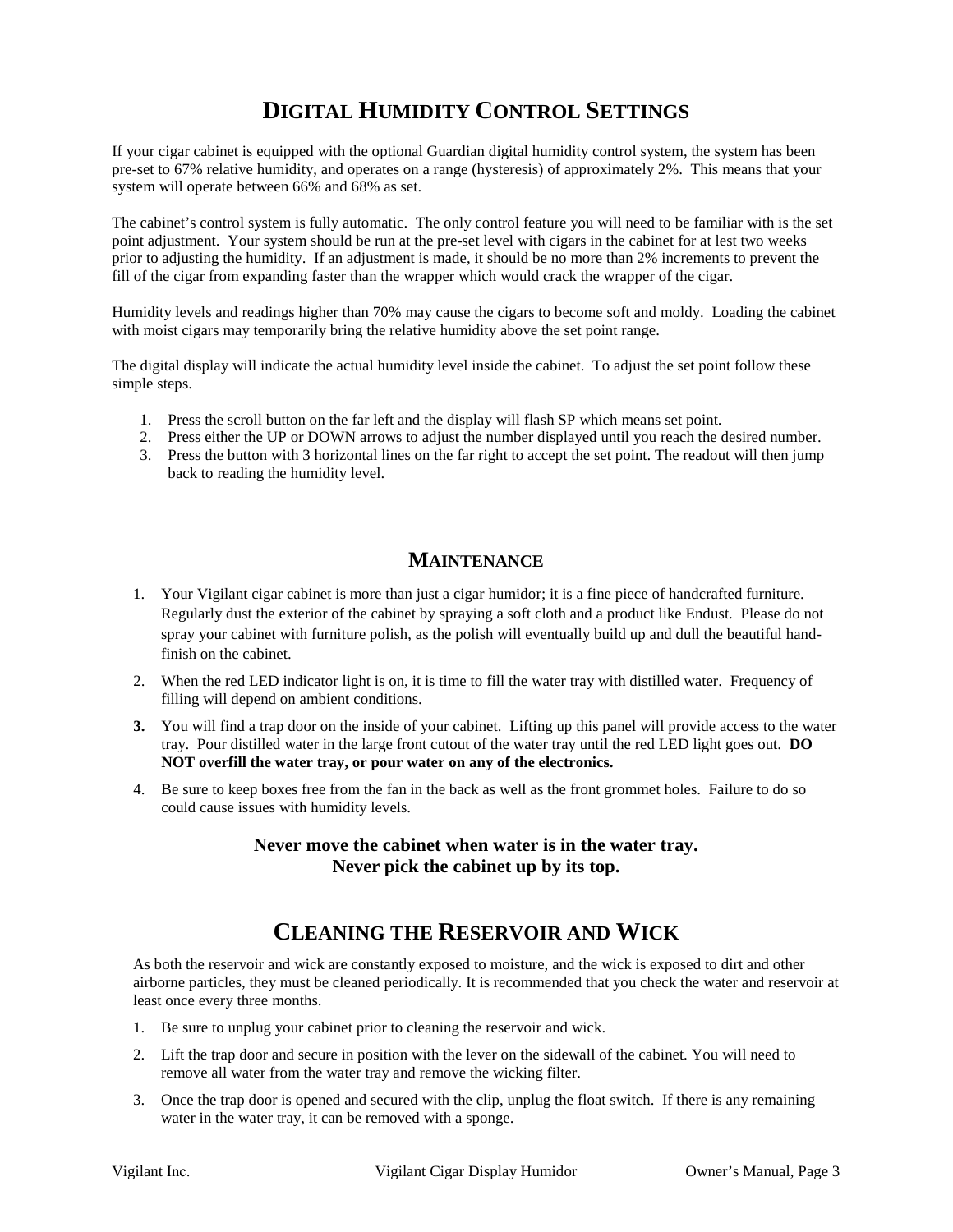## DIGITAL HUMIDITY CONTROL SETTINGS

If your cigar cabinet is equipped with the optional Guardian digital humidity control system, the system has been pre-set to 67% relative humidity, and operates on a range (hysteresis) of approximately 2%. This means that your system will operate between 66% and 68% as set.

The cabinet's control system is fully automatic. The only control feature you will need to be familiar with is the set point adjustment. Your system should be run at the pre-set level with cigars in the cabinet for at lest two weeks prior to adjusting the humidity. If an adjustment is made, it should be no more than 2% increments to prevent the fill of the cigar from expanding faster than the wrapper which would crack the wrapper of the cigar.

Humidity levels and readings higher than 70% may cause the cigars to become soft and moldy. Loading the cabinet with moist cigars may temporarily bring the relative humidity above the set point range.

The digital display will indicate the actual humidity level inside the cabinet. To adjust the set point follow these simple steps.

1. Press the scroll button on the far left and the display will flash SP which means set point.
2. Press either the UP or DOWN arrows to adjust the number displayed until you reach the desired number.
3. Press the button with 3 horizontal lines on the far right to accept the set point. The readout will then jump back to reading the humidity level.

## MAINTENANCE

1. Your Vigilant cigar cabinet is more than just a cigar humidor; it is a fine piece of handcrafted furniture. Regularly dust the exterior of the cabinet by spraying a soft cloth and a product like Endust. Please do not spray your cabinet with furniture polish, as the polish will eventually build up and dull the beautiful hand-finish on the cabinet.
2. When the red LED indicator light is on, it is time to fill the water tray with distilled water. Frequency of filling will depend on ambient conditions.
3. You will find a trap door on the inside of your cabinet. Lifting up this panel will provide access to the water tray. Pour distilled water in the large front cutout of the water tray until the red LED light goes out. **DO NOT overfill the water tray, or pour water on any of the electronics.**
4. Be sure to keep boxes free from the fan in the back as well as the front grommet holes. Failure to do so could cause issues with humidity levels.

**Never move the cabinet when water is in the water tray.**
**Never pick the cabinet up by its top.**

## CLEANING THE RESERVOIR AND WICK

As both the reservoir and wick are constantly exposed to moisture, and the wick is exposed to dirt and other airborne particles, they must be cleaned periodically. It is recommended that you check the water and reservoir at least once every three months.

1. Be sure to unplug your cabinet prior to cleaning the reservoir and wick.
2. Lift the trap door and secure in position with the lever on the sidewall of the cabinet. You will need to remove all water from the water tray and remove the wicking filter.
3. Once the trap door is opened and secured with the clip, unplug the float switch. If there is any remaining water in the water tray, it can be removed with a sponge.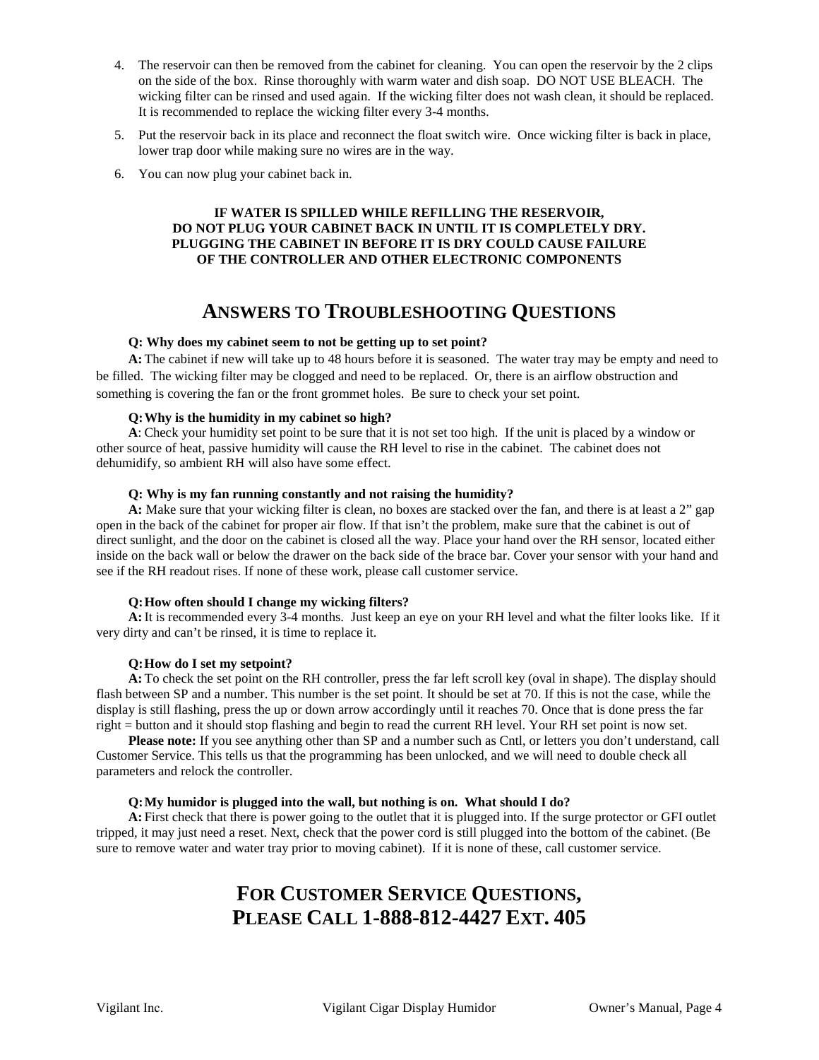4. The reservoir can then be removed from the cabinet for cleaning. You can open the reservoir by the 2 clips on the side of the box. Rinse thoroughly with warm water and dish soap. DO NOT USE BLEACH. The wicking filter can be rinsed and used again. If the wicking filter does not wash clean, it should be replaced. It is recommended to replace the wicking filter every 3-4 months.
5. Put the reservoir back in its place and reconnect the float switch wire. Once wicking filter is back in place, lower trap door while making sure no wires are in the way.
6. You can now plug your cabinet back in.

**IF WATER IS SPILLED WHILE REFILLING THE RESERVOIR, DO NOT PLUG YOUR CABINET BACK IN UNTIL IT IS COMPLETELY DRY. PLUGGING THE CABINET IN BEFORE IT IS DRY COULD CAUSE FAILURE OF THE CONTROLLER AND OTHER ELECTRONIC COMPONENTS**

## ANSWERS TO TROUBLESHOOTING QUESTIONS

**Q: Why does my cabinet seem to not be getting up to set point?**

**A:** The cabinet if new will take up to 48 hours before it is seasoned. The water tray may be empty and need to be filled. The wicking filter may be clogged and need to be replaced. Or, there is an airflow obstruction and something is covering the fan or the front grommet holes. Be sure to check your set point.

**Q: Why is the humidity in my cabinet so high?**

**A**: Check your humidity set point to be sure that it is not set too high. If the unit is placed by a window or other source of heat, passive humidity will cause the RH level to rise in the cabinet. The cabinet does not dehumidify, so ambient RH will also have some effect.

**Q: Why is my fan running constantly and not raising the humidity?**

**A:** Make sure that your wicking filter is clean, no boxes are stacked over the fan, and there is at least a 2" gap open in the back of the cabinet for proper air flow. If that isn't the problem, make sure that the cabinet is out of direct sunlight, and the door on the cabinet is closed all the way. Place your hand over the RH sensor, located either inside on the back wall or below the drawer on the back side of the brace bar. Cover your sensor with your hand and see if the RH readout rises. If none of these work, please call customer service.

**Q: How often should I change my wicking filters?**

**A:** It is recommended every 3-4 months. Just keep an eye on your RH level and what the filter looks like. If it very dirty and can't be rinsed, it is time to replace it.

**Q: How do I set my setpoint?**

**A:** To check the set point on the RH controller, press the far left scroll key (oval in shape). The display should flash between SP and a number. This number is the set point. It should be set at 70. If this is not the case, while the display is still flashing, press the up or down arrow accordingly until it reaches 70. Once that is done press the far right = button and it should stop flashing and begin to read the current RH level. Your RH set point is now set.

**Please note:** If you see anything other than SP and a number such as Cntl, or letters you don't understand, call Customer Service. This tells us that the programming has been unlocked, and we will need to double check all parameters and relock the controller.

**Q: My humidor is plugged into the wall, but nothing is on. What should I do?**

**A:** First check that there is power going to the outlet that it is plugged into. If the surge protector or GFI outlet tripped, it may just need a reset. Next, check that the power cord is still plugged into the bottom of the cabinet. (Be sure to remove water and water tray prior to moving cabinet). If it is none of these, call customer service.

## FOR CUSTOMER SERVICE QUESTIONS, PLEASE CALL 1-888-812-4427 EXT. 405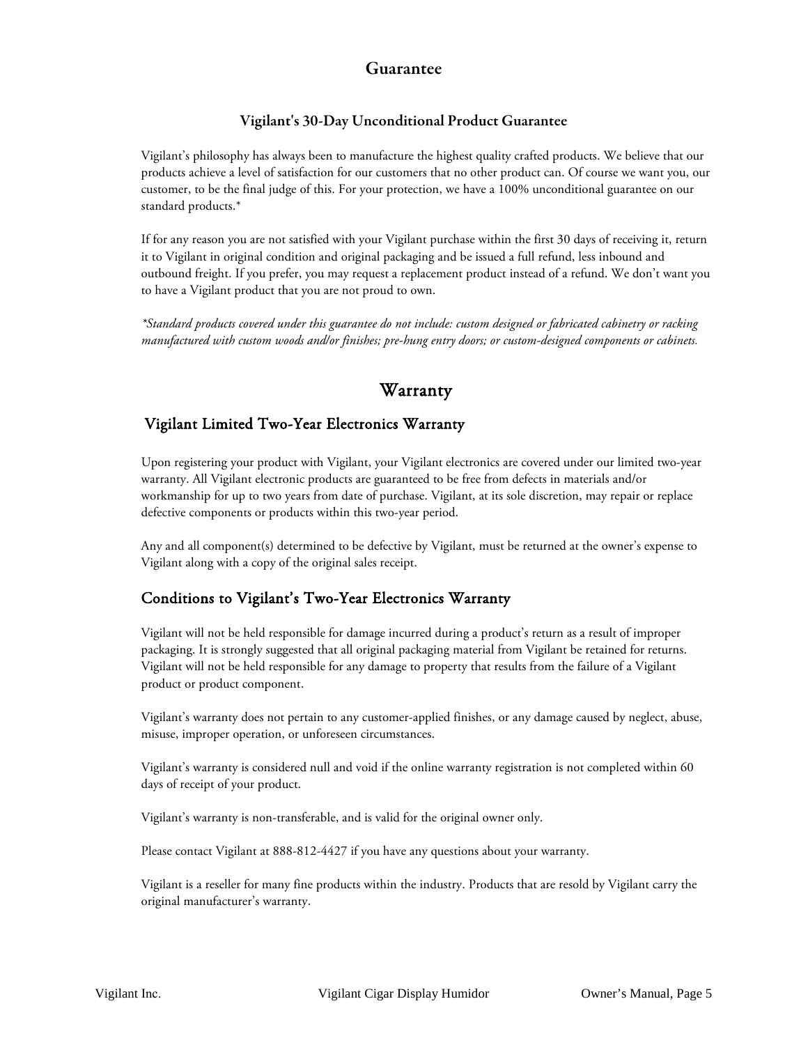# Guarantee

## Vigilant's 30-Day Unconditional Product Guarantee

Vigilant's philosophy has always been to manufacture the highest quality crafted products. We believe that our products achieve a level of satisfaction for our customers that no other product can. Of course we want you, our customer, to be the final judge of this. For your protection, we have a 100% unconditional guarantee on our standard products.*

If for any reason you are not satisfied with your Vigilant purchase within the first 30 days of receiving it, return it to Vigilant in original condition and original packaging and be issued a full refund, less inbound and outbound freight. If you prefer, you may request a replacement product instead of a refund. We don't want you to have a Vigilant product that you are not proud to own.

*\*Standard products covered under this guarantee do not include: custom designed or fabricated cabinetry or racking manufactured with custom woods and/or finishes; pre-hung entry doors; or custom-designed components or cabinets.*

# Warranty

## Vigilant Limited Two-Year Electronics Warranty

Upon registering your product with Vigilant, your Vigilant electronics are covered under our limited two-year warranty. All Vigilant electronic products are guaranteed to be free from defects in materials and/or workmanship for up to two years from date of purchase. Vigilant, at its sole discretion, may repair or replace defective components or products within this two-year period.

Any and all component(s) determined to be defective by Vigilant, must be returned at the owner's expense to Vigilant along with a copy of the original sales receipt.

## Conditions to Vigilant's Two-Year Electronics Warranty

Vigilant will not be held responsible for damage incurred during a product's return as a result of improper packaging. It is strongly suggested that all original packaging material from Vigilant be retained for returns. Vigilant will not be held responsible for any damage to property that results from the failure of a Vigilant product or product component.

Vigilant's warranty does not pertain to any customer-applied finishes, or any damage caused by neglect, abuse, misuse, improper operation, or unforeseen circumstances.

Vigilant's warranty is considered null and void if the online warranty registration is not completed within 60 days of receipt of your product.

Vigilant's warranty is non-transferable, and is valid for the original owner only.

Please contact Vigilant at 888-812-4427 if you have any questions about your warranty.

Vigilant is a reseller for many fine products within the industry. Products that are resold by Vigilant carry the original manufacturer's warranty.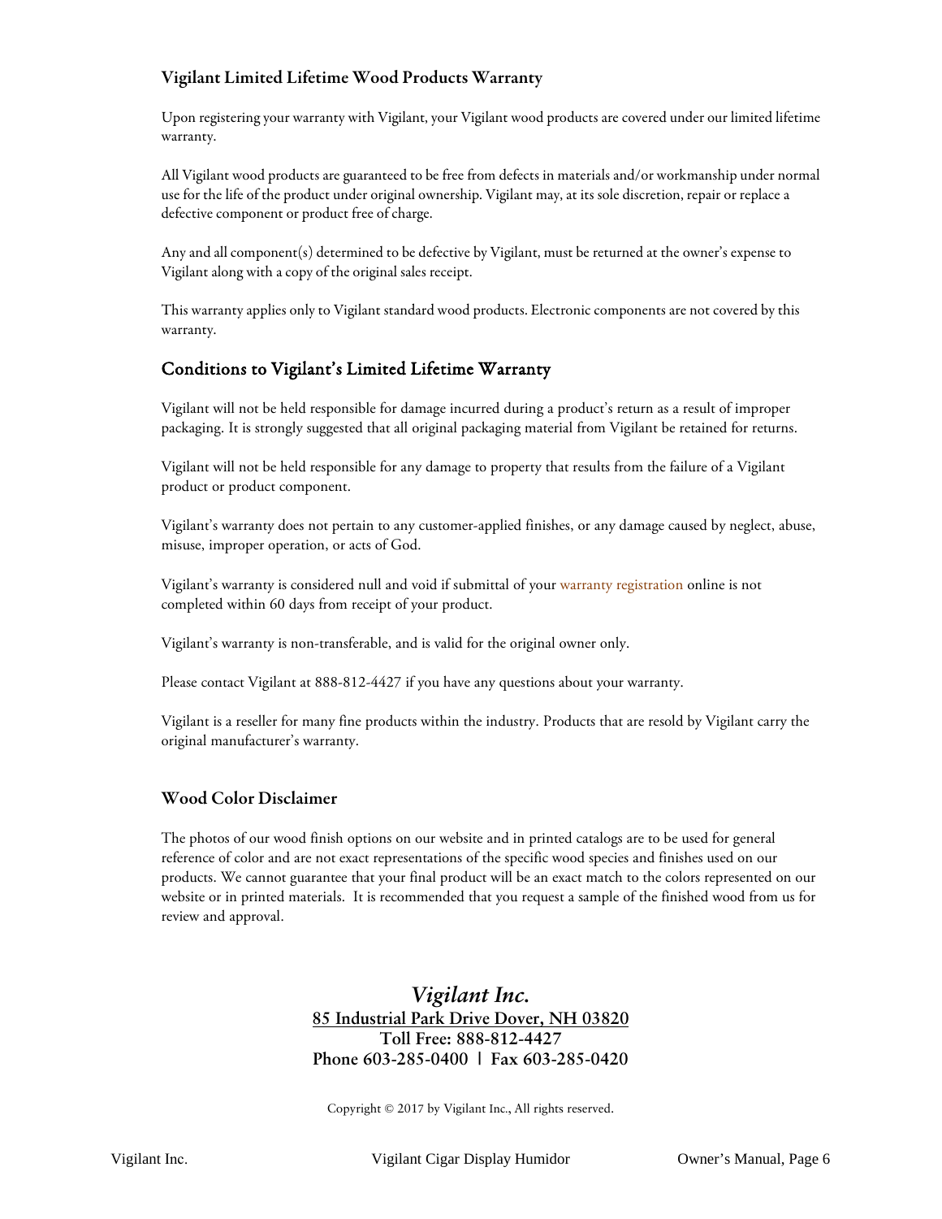### Vigilant Limited Lifetime Wood Products Warranty

Upon registering your warranty with Vigilant, your Vigilant wood products are covered under our limited lifetime warranty.

All Vigilant wood products are guaranteed to be free from defects in materials and/or workmanship under normal use for the life of the product under original ownership. Vigilant may, at its sole discretion, repair or replace a defective component or product free of charge.

Any and all component(s) determined to be defective by Vigilant, must be returned at the owner's expense to Vigilant along with a copy of the original sales receipt.

This warranty applies only to Vigilant standard wood products. Electronic components are not covered by this warranty.

### Conditions to Vigilant's Limited Lifetime Warranty

Vigilant will not be held responsible for damage incurred during a product's return as a result of improper packaging. It is strongly suggested that all original packaging material from Vigilant be retained for returns.

Vigilant will not be held responsible for any damage to property that results from the failure of a Vigilant product or product component.

Vigilant's warranty does not pertain to any customer-applied finishes, or any damage caused by neglect, abuse, misuse, improper operation, or acts of God.

Vigilant's warranty is considered null and void if submittal of your warranty registration online is not completed within 60 days from receipt of your product.

Vigilant's warranty is non-transferable, and is valid for the original owner only.

Please contact Vigilant at 888-812-4427 if you have any questions about your warranty.

Vigilant is a reseller for many fine products within the industry. Products that are resold by Vigilant carry the original manufacturer's warranty.

### Wood Color Disclaimer

The photos of our wood finish options on our website and in printed catalogs are to be used for general reference of color and are not exact representations of the specific wood species and finishes used on our products. We cannot guarantee that your final product will be an exact match to the colors represented on our website or in printed materials. It is recommended that you request a sample of the finished wood from us for review and approval.

***Vigilant Inc.***
**85 Industrial Park Drive Dover, NH 03820**
**Toll Free: 888-812-4427**
**Phone 603-285-0400 | Fax 603-285-0420**

Copyright © 2017 by Vigilant Inc., All rights reserved.